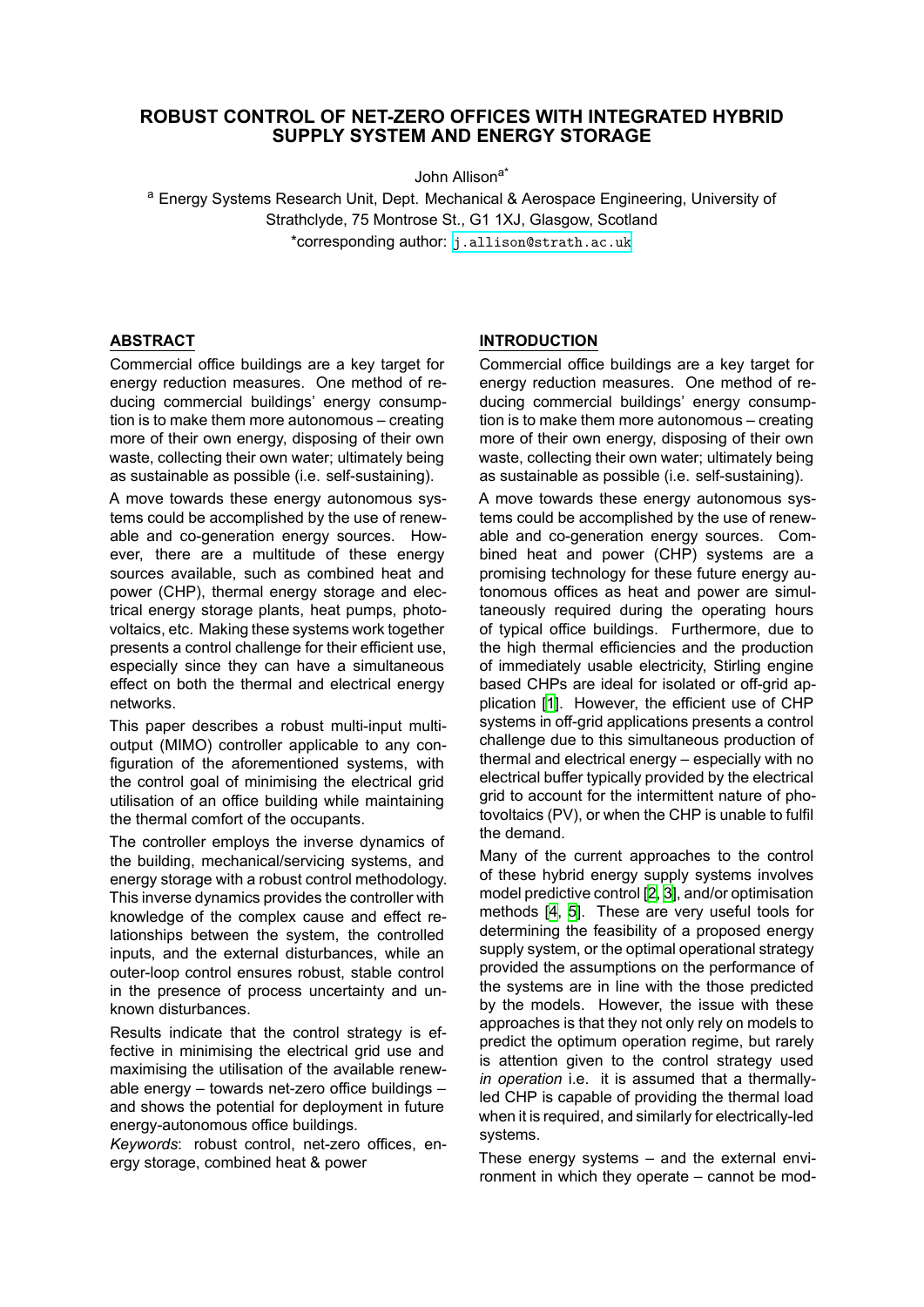# ROBUST CONTROL OF NET-ZERO OFFICES WITH INTEGRATED HYBRID SUPPLY SYSTEM AND ENERGY STORAGE

John Allison[a*]

[a] Energy Systems Research Unit, Dept. Mechanical & Aerospace Engineering, University of Strathclyde, 75 Montrose St., G1 1XJ, Glasgow, Scotland

*corresponding author: j.allison@strath.ac.uk

## ABSTRACT

Commercial office buildings are a key target for energy reduction measures. One method of reducing commercial buildings' energy consumption is to make them more autonomous – creating more of their own energy, disposing of their own waste, collecting their own water; ultimately being as sustainable as possible (i.e. self-sustaining).

A move towards these energy autonomous systems could be accomplished by the use of renewable and co-generation energy sources. However, there are a multitude of these energy sources available, such as combined heat and power (CHP), thermal energy storage and electrical energy storage plants, heat pumps, photovoltaics, etc. Making these systems work together presents a control challenge for their efficient use, especially since they can have a simultaneous effect on both the thermal and electrical energy networks.

This paper describes a robust multi-input multi-output (MIMO) controller applicable to any configuration of the aforementioned systems, with the control goal of minimising the electrical grid utilisation of an office building while maintaining the thermal comfort of the occupants.

The controller employs the inverse dynamics of the building, mechanical/servicing systems, and energy storage with a robust control methodology. This inverse dynamics provides the controller with knowledge of the complex cause and effect relationships between the system, the controlled inputs, and the external disturbances, while an outer-loop control ensures robust, stable control in the presence of process uncertainty and unknown disturbances.

Results indicate that the control strategy is effective in minimising the electrical grid use and maximising the utilisation of the available renewable energy – towards net-zero office buildings – and shows the potential for deployment in future energy-autonomous office buildings.

*Keywords*: robust control, net-zero offices, energy storage, combined heat & power

## INTRODUCTION

Commercial office buildings are a key target for energy reduction measures. One method of reducing commercial buildings' energy consumption is to make them more autonomous – creating more of their own energy, disposing of their own waste, collecting their own water; ultimately being as sustainable as possible (i.e. self-sustaining).

A move towards these energy autonomous systems could be accomplished by the use of renewable and co-generation energy sources. Combined heat and power (CHP) systems are a promising technology for these future energy autonomous offices as heat and power are simultaneously required during the operating hours of typical office buildings. Furthermore, due to the high thermal efficiencies and the production of immediately usable electricity, Stirling engine based CHPs are ideal for isolated or off-grid application [1]. However, the efficient use of CHP systems in off-grid applications presents a control challenge due to this simultaneous production of thermal and electrical energy – especially with no electrical buffer typically provided by the electrical grid to account for the intermittent nature of photovoltaics (PV), or when the CHP is unable to fulfil the demand.

Many of the current approaches to the control of these hybrid energy supply systems involves model predictive control [2, 3], and/or optimisation methods [4, 5]. These are very useful tools for determining the feasibility of a proposed energy supply system, or the optimal operational strategy provided the assumptions on the performance of the systems are in line with the those predicted by the models. However, the issue with these approaches is that they not only rely on models to predict the optimum operation regime, but rarely is attention given to the control strategy used *in operation* i.e. it is assumed that a thermally-led CHP is capable of providing the thermal load when it is required, and similarly for electrically-led systems.

These energy systems – and the external environment in which they operate – cannot be mod-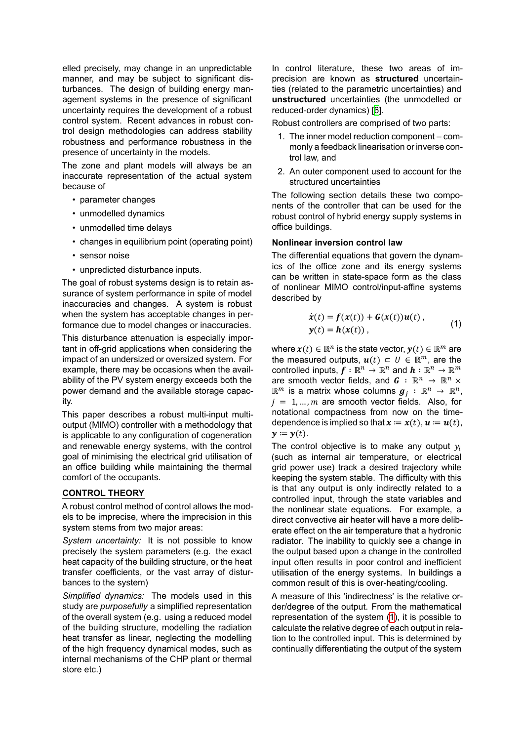elled precisely, may change in an unpredictable manner, and may be subject to significant disturbances. The design of building energy management systems in the presence of significant uncertainty requires the development of a robust control system. Recent advances in robust control design methodologies can address stability robustness and performance robustness in the presence of uncertainty in the models.

The zone and plant models will always be an inaccurate representation of the actual system because of

- parameter changes
- unmodelled dynamics
- unmodelled time delays
- changes in equilibrium point (operating point)
- sensor noise
- unpredicted disturbance inputs.

The goal of robust systems design is to retain assurance of system performance in spite of model inaccuracies and changes. A system is robust when the system has acceptable changes in performance due to model changes or inaccuracies.

This disturbance attenuation is especially important in off-grid applications when considering the impact of an undersized or oversized system. For example, there may be occasions when the availability of the PV system energy exceeds both the power demand and the available storage capacity.

This paper describes a robust multi-input multi-output (MIMO) controller with a methodology that is applicable to any configuration of cogeneration and renewable energy systems, with the control goal of minimising the electrical grid utilisation of an office building while maintaining the thermal comfort of the occupants.

## CONTROL THEORY

A robust control method of control allows the models to be imprecise, where the imprecision in this system stems from two major areas:

*System uncertainty:* It is not possible to know precisely the system parameters (e.g. the exact heat capacity of the building structure, or the heat transfer coefficients, or the vast array of disturbances to the system)

*Simplified dynamics:* The models used in this study are *purposefully* a simplified representation of the overall system (e.g. using a reduced model of the building structure, modelling the radiation heat transfer as linear, neglecting the modelling of the high frequency dynamical modes, such as internal mechanisms of the CHP plant or thermal store etc.)

In control literature, these two areas of imprecision are known as **structured** uncertainties (related to the parametric uncertainties) and **unstructured** uncertainties (the unmodelled or reduced-order dynamics) [6].

Robust controllers are comprised of two parts:

1. The inner model reduction component – commonly a feedback linearisation or inverse control law, and
2. An outer component used to account for the structured uncertainties

The following section details these two components of the controller that can be used for the robust control of hybrid energy supply systems in office buildings.

### Nonlinear inversion control law

The differential equations that govern the dynamics of the office zone and its energy systems can be written in state-space form as the class of nonlinear MIMO control/input-affine systems described by

$$\begin{aligned} \dot{\boldsymbol{x}}(t) &= \boldsymbol{f}(\boldsymbol{x}(t)) + \boldsymbol{G}(\boldsymbol{x}(t))\boldsymbol{u}(t)\,, \\ \boldsymbol{y}(t) &= \boldsymbol{h}(\boldsymbol{x}(t))\,, \end{aligned} \tag{1}$$

where $\boldsymbol{x}(t) \in \mathbb{R}^n$ is the state vector, $\boldsymbol{y}(t) \in \mathbb{R}^m$ are the measured outputs, $\boldsymbol{u}(t) \subset U \in \mathbb{R}^m$, are the controlled inputs, $\boldsymbol{f} : \mathbb{R}^n \to \mathbb{R}^n$ and $\boldsymbol{h} : \mathbb{R}^n \to \mathbb{R}^m$ are smooth vector fields, and $\boldsymbol{G} : \mathbb{R}^n \to \mathbb{R}^n \times \mathbb{R}^m$ is a matrix whose columns $\boldsymbol{g}_j : \mathbb{R}^n \to \mathbb{R}^n$, $j = 1, ..., m$ are smooth vector fields. Also, for notational compactness from now on the time-dependence is implied so that $\boldsymbol{x} \coloneqq \boldsymbol{x}(t)$, $\boldsymbol{u} \coloneqq \boldsymbol{u}(t)$, $\boldsymbol{y} \coloneqq \boldsymbol{y}(t)$.

The control objective is to make any output $y_i$ (such as internal air temperature, or electrical grid power use) track a desired trajectory while keeping the system stable. The difficulty with this is that any output is only indirectly related to a controlled input, through the state variables and the nonlinear state equations. For example, a direct convective air heater will have a more deliberate effect on the air temperature that a hydronic radiator. The inability to quickly see a change in the output based upon a change in the controlled input often results in poor control and inefficient utilisation of the energy systems. In buildings a common result of this is over-heating/cooling.

A measure of this 'indirectness' is the relative order/degree of the output. From the mathematical representation of the system (1), it is possible to calculate the relative degree of each output in relation to the controlled input. This is determined by continually differentiating the output of the system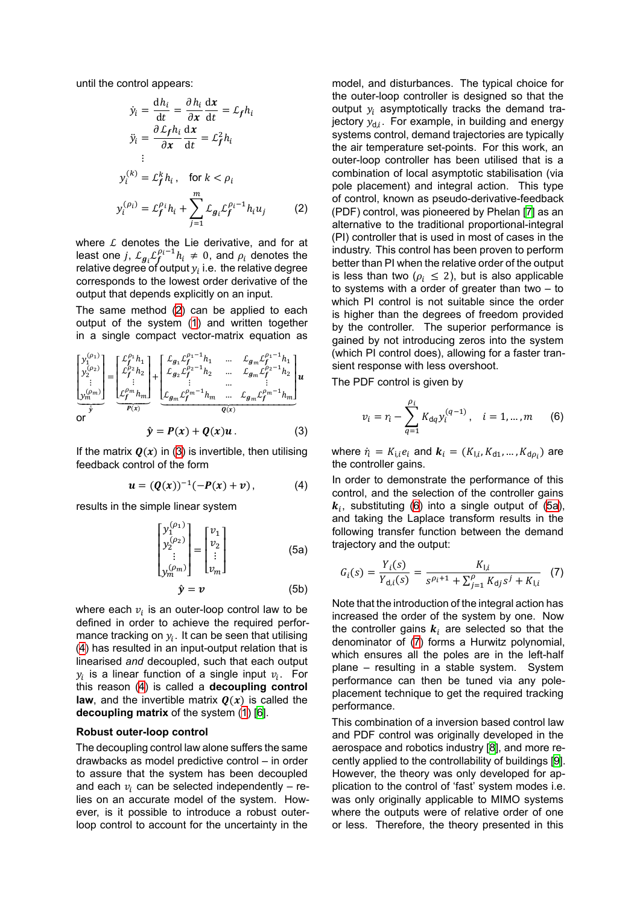until the control appears:

$$\dot{y}_i = \frac{\mathrm{d}h_i}{\mathrm{d}t} = \frac{\partial h_i}{\partial \boldsymbol{x}}\frac{\mathrm{d}\boldsymbol{x}}{\mathrm{d}t} = \mathcal{L}_{\boldsymbol{f}} h_i$$

$$\ddot{y}_i = \frac{\partial \mathcal{L}_{\boldsymbol{f}} h_i}{\partial \boldsymbol{x}}\frac{\mathrm{d}\boldsymbol{x}}{\mathrm{d}t} = \mathcal{L}_{\boldsymbol{f}}^2 h_i$$

$$\vdots$$

$$y_i^{(k)} = \mathcal{L}_{\boldsymbol{f}}^k h_i\,, \quad \text{for } k < \rho_i$$

$$y_i^{(\rho_i)} = \mathcal{L}_{\boldsymbol{f}}^{\rho_i} h_i + \sum_{j=1}^{m} \mathcal{L}_{\boldsymbol{g}_j}\mathcal{L}_{\boldsymbol{f}}^{\rho_i-1} h_i u_j \tag{2}$$

where $\mathcal{L}$ denotes the Lie derivative, and for at least one $j$, $\mathcal{L}_{\boldsymbol{g}_i}\mathcal{L}_{\boldsymbol{f}}^{\rho_i-1} h_i \neq 0$, and $\rho_i$ denotes the relative degree of output $y_i$ i.e. the relative degree corresponds to the lowest order derivative of the output that depends explicitly on an input.

The same method (2) can be applied to each output of the system (1) and written together in a single compact vector-matrix equation as

$$\underbrace{\begin{bmatrix} y_1^{(\rho_1)} \\ y_2^{(\rho_2)} \\ \vdots \\ y_m^{(\rho_m)} \end{bmatrix}}_{\hat{\boldsymbol{y}}} = \underbrace{\begin{bmatrix} \mathcal{L}_{\boldsymbol{f}}^{\rho_1} h_1 \\ \mathcal{L}_{\boldsymbol{f}}^{\rho_2} h_2 \\ \vdots \\ \mathcal{L}_{\boldsymbol{f}}^{\rho_m} h_m \end{bmatrix}}_{\boldsymbol{P}(\boldsymbol{x})} + \underbrace{\begin{bmatrix} \mathcal{L}_{\boldsymbol{g}_1}\mathcal{L}_{\boldsymbol{f}}^{\rho_1-1} h_1 & \dots & \mathcal{L}_{\boldsymbol{g}_m}\mathcal{L}_{\boldsymbol{f}}^{\rho_1-1} h_1 \\ \mathcal{L}_{\boldsymbol{g}_2}\mathcal{L}_{\boldsymbol{f}}^{\rho_2-1} h_2 & \dots & \mathcal{L}_{\boldsymbol{g}_m}\mathcal{L}_{\boldsymbol{f}}^{\rho_2-1} h_2 \\ \vdots & \dots & \vdots \\ \mathcal{L}_{\boldsymbol{g}_m}\mathcal{L}_{\boldsymbol{f}}^{\rho_m-1} h_m & \dots & \mathcal{L}_{\boldsymbol{g}_m}\mathcal{L}_{\boldsymbol{f}}^{\rho_m-1} h_m \end{bmatrix}}_{\boldsymbol{Q}(\boldsymbol{x})} \boldsymbol{u}$$

or

$$\hat{\boldsymbol{y}} = \boldsymbol{P}(\boldsymbol{x}) + \boldsymbol{Q}(\boldsymbol{x})\boldsymbol{u}\,. \tag{3}$$

If the matrix $\boldsymbol{Q}(\boldsymbol{x})$ in (3) is invertible, then utilising feedback control of the form

$$\boldsymbol{u} = (\boldsymbol{Q}(\boldsymbol{x}))^{-1}(-\boldsymbol{P}(\boldsymbol{x}) + \boldsymbol{v})\,, \tag{4}$$

results in the simple linear system

$$\begin{bmatrix} y_1^{(\rho_1)} \\ y_2^{(\rho_2)} \\ \vdots \\ y_m^{(\rho_m)} \end{bmatrix} = \begin{bmatrix} v_1 \\ v_2 \\ \vdots \\ v_m \end{bmatrix} \tag{5a}$$

$$\hat{\boldsymbol{y}} = \boldsymbol{v} \tag{5b}$$

where each $v_i$ is an outer-loop control law to be defined in order to achieve the required performance tracking on $y_i$. It can be seen that utilising (4) has resulted in an input-output relation that is linearised *and* decoupled, such that each output $y_i$ is a linear function of a single input $v_i$. For this reason (4) is called a **decoupling control law**, and the invertible matrix $\boldsymbol{Q}(\boldsymbol{x})$ is called the **decoupling matrix** of the system (1) [6].

**Robust outer-loop control**

The decoupling control law alone suffers the same drawbacks as model predictive control – in order to assure that the system has been decoupled and each $v_i$ can be selected independently – relies on an accurate model of the system. However, is it possible to introduce a robust outer-loop control to account for the uncertainty in the model, and disturbances. The typical choice for the outer-loop controller is designed so that the output $y_i$ asymptotically tracks the demand trajectory $y_{\mathrm{d},i}$. For example, in building and energy systems control, demand trajectories are typically the air temperature set-points. For this work, an outer-loop controller has been utilised that is a combination of local asymptotic stabilisation (via pole placement) and integral action. This type of control, known as pseudo-derivative-feedback (PDF) control, was pioneered by Phelan [7] as an alternative to the traditional proportional-integral (PI) controller that is used in most of cases in the industry. This control has been proven to perform better than PI when the relative order of the output is less than two ($\rho_i \leq 2$), but is also applicable to systems with a order of greater than two – to which PI control is not suitable since the order is higher than the degrees of freedom provided by the controller. The superior performance is gained by not introducing zeros into the system (which PI control does), allowing for a faster transient response with less overshoot.

The PDF control is given by

$$v_i = r_i - \sum_{q=1}^{\rho_i} K_{\mathrm{d}q} y_i^{(q-1)}\,, \quad i = 1, \dots, m \tag{6}$$

where $\dot{r}_i = K_{\mathrm{I},i} e_i$ and $\boldsymbol{k}_i = (K_{\mathrm{I},i}, K_{\mathrm{d}1}, \dots, K_{\mathrm{d}\rho_i})$ are the controller gains.

In order to demonstrate the performance of this control, and the selection of the controller gains $\boldsymbol{k}_i$, substituting (6) into a single output of (5a), and taking the Laplace transform results in the following transfer function between the demand trajectory and the output:

$$G_i(s) = \frac{Y_i(s)}{Y_{\mathrm{d},i}(s)} = \frac{K_{\mathrm{I},i}}{s^{\rho_i+1} + \sum_{j=1}^{\rho} K_{\mathrm{d}j} s^j + K_{\mathrm{I},i}} \tag{7}$$

Note that the introduction of the integral action has increased the order of the system by one. Now the controller gains $\boldsymbol{k}_i$ are selected so that the denominator of (7) forms a Hurwitz polynomial, which ensures all the poles are in the left-half plane – resulting in a stable system. System performance can then be tuned via any pole-placement technique to get the required tracking performance.

This combination of a inversion based control law and PDF control was originally developed in the aerospace and robotics industry [8], and more recently applied to the controllability of buildings [9]. However, the theory was only developed for application to the control of 'fast' system modes i.e. was only originally applicable to MIMO systems where the outputs were of relative order of one or less. Therefore, the theory presented in this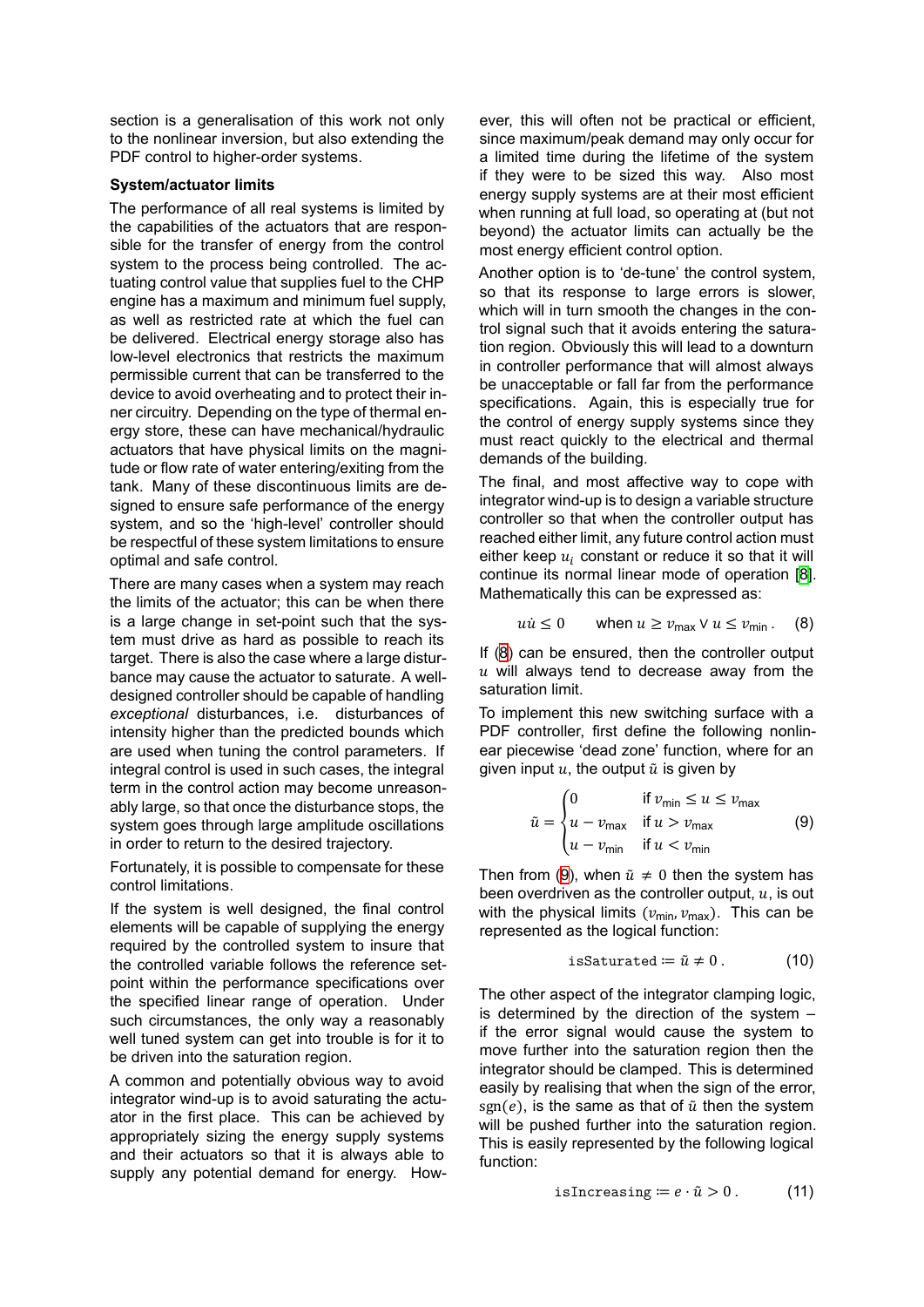section is a generalisation of this work not only to the nonlinear inversion, but also extending the PDF control to higher-order systems.

**System/actuator limits**

The performance of all real systems is limited by the capabilities of the actuators that are responsible for the transfer of energy from the control system to the process being controlled. The actuating control value that supplies fuel to the CHP engine has a maximum and minimum fuel supply, as well as restricted rate at which the fuel can be delivered. Electrical energy storage also has low-level electronics that restricts the maximum permissible current that can be transferred to the device to avoid overheating and to protect their inner circuitry. Depending on the type of thermal energy store, these can have mechanical/hydraulic actuators that have physical limits on the magnitude or flow rate of water entering/exiting from the tank. Many of these discontinuous limits are designed to ensure safe performance of the energy system, and so the 'high-level' controller should be respectful of these system limitations to ensure optimal and safe control.

There are many cases when a system may reach the limits of the actuator; this can be when there is a large change in set-point such that the system must drive as hard as possible to reach its target. There is also the case where a large disturbance may cause the actuator to saturate. A well-designed controller should be capable of handling *exceptional* disturbances, i.e. disturbances of intensity higher than the predicted bounds which are used when tuning the control parameters. If integral control is used in such cases, the integral term in the control action may become unreasonably large, so that once the disturbance stops, the system goes through large amplitude oscillations in order to return to the desired trajectory.

Fortunately, it is possible to compensate for these control limitations.

If the system is well designed, the final control elements will be capable of supplying the energy required by the controlled system to insure that the controlled variable follows the reference set-point within the performance specifications over the specified linear range of operation. Under such circumstances, the only way a reasonably well tuned system can get into trouble is for it to be driven into the saturation region.

A common and potentially obvious way to avoid integrator wind-up is to avoid saturating the actuator in the first place. This can be achieved by appropriately sizing the energy supply systems and their actuators so that it is always able to supply any potential demand for energy. However, this will often not be practical or efficient, since maximum/peak demand may only occur for a limited time during the lifetime of the system if they were to be sized this way. Also most energy supply systems are at their most efficient when running at full load, so operating at (but not beyond) the actuator limits can actually be the most energy efficient control option.

Another option is to 'de-tune' the control system, so that its response to large errors is slower, which will in turn smooth the changes in the control signal such that it avoids entering the saturation region. Obviously this will lead to a downturn in controller performance that will almost always be unacceptable or fall far from the performance specifications. Again, this is especially true for the control of energy supply systems since they must react quickly to the electrical and thermal demands of the building.

The final, and most affective way to cope with integrator wind-up is to design a variable structure controller so that when the controller output has reached either limit, any future control action must either keep $u_i$ constant or reduce it so that it will continue its normal linear mode of operation [8]. Mathematically this can be expressed as:

$$u\dot{u} \leq 0 \qquad \text{when } u \geq v_{\text{max}} \vee u \leq v_{\text{min}}\,. \tag{8}$$

If (8) can be ensured, then the controller output $u$ will always tend to decrease away from the saturation limit.

To implement this new switching surface with a PDF controller, first define the following nonlinear piecewise 'dead zone' function, where for an given input $u$, the output $\tilde{u}$ is given by

$$\tilde{u} = \begin{cases} 0 & \text{if } v_{\text{min}} \leq u \leq v_{\text{max}} \\ u - v_{\text{max}} & \text{if } u > v_{\text{max}} \\ u - v_{\text{min}} & \text{if } u < v_{\text{min}} \end{cases} \tag{9}$$

Then from (9), when $\tilde{u} \neq 0$ then the system has been overdriven as the controller output, $u$, is out with the physical limits $(v_{\text{min}}, v_{\text{max}})$. This can be represented as the logical function:

$$\texttt{isSaturated} \coloneqq \tilde{u} \neq 0\,. \tag{10}$$

The other aspect of the integrator clamping logic, is determined by the direction of the system – if the error signal would cause the system to move further into the saturation region then the integrator should be clamped. This is determined easily by realising that when the sign of the error, $\text{sgn}(e)$, is the same as that of $\tilde{u}$ then the system will be pushed further into the saturation region. This is easily represented by the following logical function:

$$\texttt{isIncreasing} \coloneqq e \cdot \tilde{u} > 0\,. \tag{11}$$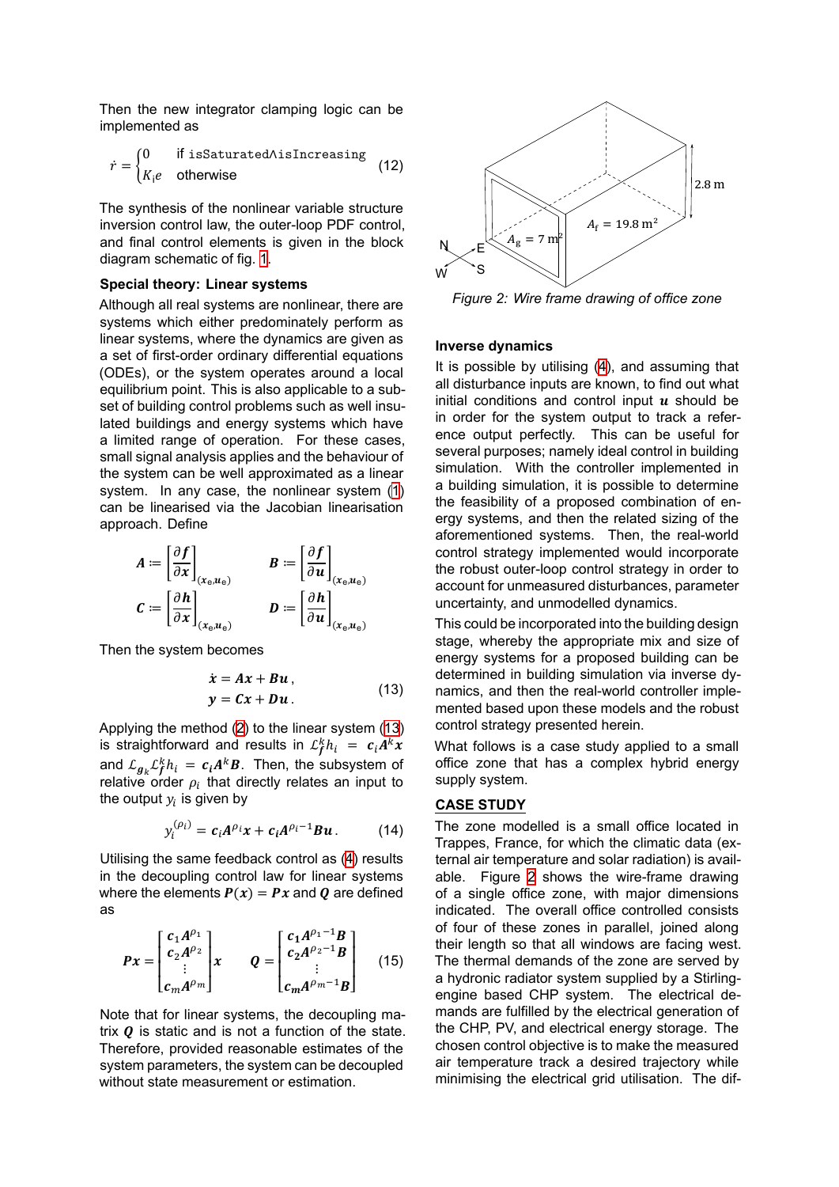Then the new integrator clamping logic can be implemented as

$$\dot{r} = \begin{cases} 0 & \text{if } \texttt{isSaturated} \land \texttt{isIncreasing} \\ K_i e & \text{otherwise} \end{cases} \tag{12}$$

The synthesis of the nonlinear variable structure inversion control law, the outer-loop PDF control, and final control elements is given in the block diagram schematic of fig. 1.

### Special theory: Linear systems

Although all real systems are nonlinear, there are systems which either predominately perform as linear systems, where the dynamics are given as a set of first-order ordinary differential equations (ODEs), or the system operates around a local equilibrium point. This is also applicable to a subset of building control problems such as well insulated buildings and energy systems which have a limited range of operation. For these cases, small signal analysis applies and the behaviour of the system can be well approximated as a linear system. In any case, the nonlinear system (1) can be linearised via the Jacobian linearisation approach. Define

$$\boldsymbol{A} := \left[\frac{\partial \boldsymbol{f}}{\partial \boldsymbol{x}}\right]_{(\boldsymbol{x}_e, \boldsymbol{u}_e)} \qquad \boldsymbol{B} := \left[\frac{\partial \boldsymbol{f}}{\partial \boldsymbol{u}}\right]_{(\boldsymbol{x}_e, \boldsymbol{u}_e)}$$
$$\boldsymbol{C} := \left[\frac{\partial \boldsymbol{h}}{\partial \boldsymbol{x}}\right]_{(\boldsymbol{x}_e, \boldsymbol{u}_e)} \qquad \boldsymbol{D} := \left[\frac{\partial \boldsymbol{h}}{\partial \boldsymbol{u}}\right]_{(\boldsymbol{x}_e, \boldsymbol{u}_e)}$$

Then the system becomes

$$\begin{aligned} \dot{\boldsymbol{x}} &= \boldsymbol{A}\boldsymbol{x} + \boldsymbol{B}\boldsymbol{u}\,, \\ \boldsymbol{y} &= \boldsymbol{C}\boldsymbol{x} + \boldsymbol{D}\boldsymbol{u}\,. \end{aligned} \tag{13}$$

Applying the method (2) to the linear system (13) is straightforward and results in $\mathcal{L}_f^k h_i = \boldsymbol{c}_i \boldsymbol{A}^k \boldsymbol{x}$ and $\mathcal{L}_{g_k} \mathcal{L}_f^k h_i = \boldsymbol{c}_i \boldsymbol{A}^k \boldsymbol{B}$. Then, the subsystem of relative order $\rho_i$ that directly relates an input to the output $y_i$ is given by

$$y_i^{(\rho_i)} = \boldsymbol{c}_i \boldsymbol{A}^{\rho_i} \boldsymbol{x} + \boldsymbol{c}_i \boldsymbol{A}^{\rho_i - 1} \boldsymbol{B} \boldsymbol{u}\,. \tag{14}$$

Utilising the same feedback control as (4) results in the decoupling control law for linear systems where the elements $\boldsymbol{P}(\boldsymbol{x}) = \boldsymbol{P}\boldsymbol{x}$ and $\boldsymbol{Q}$ are defined as

$$\boldsymbol{P}\boldsymbol{x} = \begin{bmatrix} \boldsymbol{c}_1 \boldsymbol{A}^{\rho_1} \\ \boldsymbol{c}_2 \boldsymbol{A}^{\rho_2} \\ \vdots \\ \boldsymbol{c}_m \boldsymbol{A}^{\rho_m} \end{bmatrix} \boldsymbol{x} \qquad \boldsymbol{Q} = \begin{bmatrix} \boldsymbol{c}_1 \boldsymbol{A}^{\rho_1 - 1} \boldsymbol{B} \\ \boldsymbol{c}_2 \boldsymbol{A}^{\rho_2 - 1} \boldsymbol{B} \\ \vdots \\ \boldsymbol{c}_m \boldsymbol{A}^{\rho_m - 1} \boldsymbol{B} \end{bmatrix} \tag{15}$$

Note that for linear systems, the decoupling matrix $\boldsymbol{Q}$ is static and is not a function of the state. Therefore, provided reasonable estimates of the system parameters, the system can be decoupled without state measurement or estimation.

Figure 2: Wire frame drawing of office zone

### Inverse dynamics

It is possible by utilising (4), and assuming that all disturbance inputs are known, to find out what initial conditions and control input $\boldsymbol{u}$ should be in order for the system output to track a reference output perfectly. This can be useful for several purposes; namely ideal control in building simulation. With the controller implemented in a building simulation, it is possible to determine the feasibility of a proposed combination of energy systems, and then the related sizing of the aforementioned systems. Then, the real-world control strategy implemented would incorporate the robust outer-loop control strategy in order to account for unmeasured disturbances, parameter uncertainty, and unmodelled dynamics.

This could be incorporated into the building design stage, whereby the appropriate mix and size of energy systems for a proposed building can be determined in building simulation via inverse dynamics, and then the real-world controller implemented based upon these models and the robust control strategy presented herein.

What follows is a case study applied to a small office zone that has a complex hybrid energy supply system.

## CASE STUDY

The zone modelled is a small office located in Trappes, France, for which the climatic data (external air temperature and solar radiation) is available. Figure 2 shows the wire-frame drawing of a single office zone, with major dimensions indicated. The overall office controlled consists of four of these zones in parallel, joined along their length so that all windows are facing west. The thermal demands of the zone are served by a hydronic radiator system supplied by a Stirling-engine based CHP system. The electrical demands are fulfilled by the electrical generation of the CHP, PV, and electrical energy storage. The chosen control objective is to make the measured air temperature track a desired trajectory while minimising the electrical grid utilisation. The dif-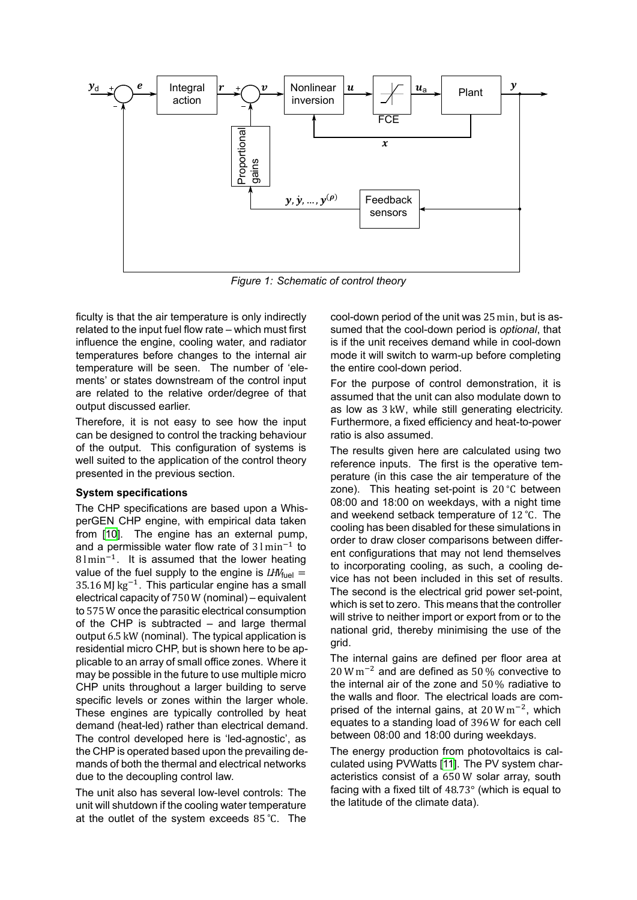Figure 1: Schematic of control theory

ficulty is that the air temperature is only indirectly related to the input fuel flow rate – which must first influence the engine, cooling water, and radiator temperatures before changes to the internal air temperature will be seen. The number of 'elements' or states downstream of the control input are related to the relative order/degree of that output discussed earlier.

Therefore, it is not easy to see how the input can be designed to control the tracking behaviour of the output. This configuration of systems is well suited to the application of the control theory presented in the previous section.

**System specifications**

The CHP specifications are based upon a WhisperGEN CHP engine, with empirical data taken from [10]. The engine has an external pump, and a permissible water flow rate of $3\,\mathrm{l\,min^{-1}}$ to $8\,\mathrm{l\,min^{-1}}$. It is assumed that the lower heating value of the fuel supply to the engine is $LHV_{\text{fuel}} = 35.16\,\mathrm{MJ\,kg^{-1}}$. This particular engine has a small electrical capacity of $750\,\mathrm{W}$ (nominal) – equivalent to $575\,\mathrm{W}$ once the parasitic electrical consumption of the CHP is subtracted – and large thermal output $6.5\,\mathrm{kW}$ (nominal). The typical application is residential micro CHP, but is shown here to be applicable to an array of small office zones. Where it may be possible in the future to use multiple micro CHP units throughout a larger building to serve specific levels or zones within the larger whole. These engines are typically controlled by heat demand (heat-led) rather than electrical demand. The control developed here is 'led-agnostic', as the CHP is operated based upon the prevailing demands of both the thermal and electrical networks due to the decoupling control law.

The unit also has several low-level controls: The unit will shutdown if the cooling water temperature at the outlet of the system exceeds $85\,^{\circ}\mathrm{C}$. The cool-down period of the unit was $25\,\mathrm{min}$, but is assumed that the cool-down period is *optional*, that is if the unit receives demand while in cool-down mode it will switch to warm-up before completing the entire cool-down period.

For the purpose of control demonstration, it is assumed that the unit can also modulate down to as low as $3\,\mathrm{kW}$, while still generating electricity. Furthermore, a fixed efficiency and heat-to-power ratio is also assumed.

The results given here are calculated using two reference inputs. The first is the operative temperature (in this case the air temperature of the zone). This heating set-point is $20\,^{\circ}\mathrm{C}$ between 08:00 and 18:00 on weekdays, with a night time and weekend setback temperature of $12\,^{\circ}\mathrm{C}$. The cooling has been disabled for these simulations in order to draw closer comparisons between different configurations that may not lend themselves to incorporating cooling, as such, a cooling device has not been included in this set of results. The second is the electrical grid power set-point, which is set to zero. This means that the controller will strive to neither import or export from or to the national grid, thereby minimising the use of the grid.

The internal gains are defined per floor area at $20\,\mathrm{W\,m^{-2}}$ and are defined as $50\,\%$ convective to the internal air of the zone and $50\,\%$ radiative to the walls and floor. The electrical loads are comprised of the internal gains, at $20\,\mathrm{W\,m^{-2}}$, which equates to a standing load of $396\,\mathrm{W}$ for each cell between 08:00 and 18:00 during weekdays.

The energy production from photovoltaics is calculated using PVWatts [11]. The PV system characteristics consist of a $650\,\mathrm{W}$ solar array, south facing with a fixed tilt of $48.73°$ (which is equal to the latitude of the climate data).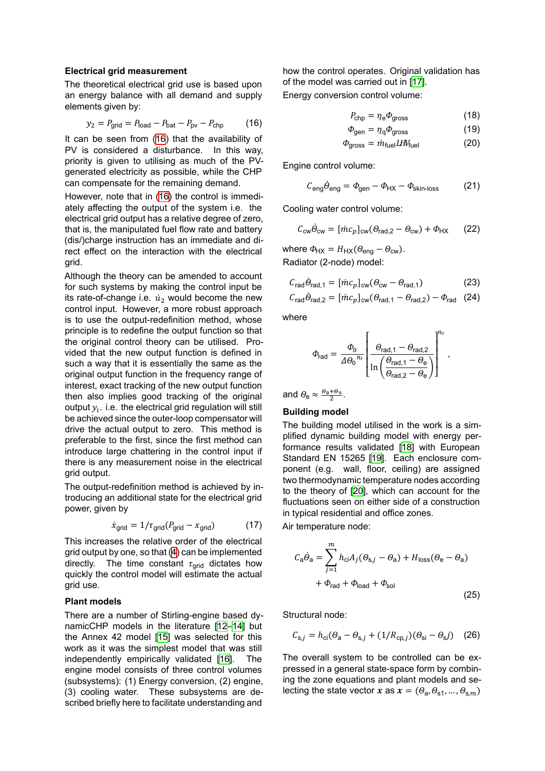**Electrical grid measurement**

The theoretical electrical grid use is based upon an energy balance with all demand and supply elements given by:

$$y_2 = P_{\text{grid}} = P_{\text{load}} - P_{\text{bat}} - P_{\text{pv}} - P_{\text{chp}} \qquad (16)$$

It can be seen from (16) that the availability of PV is considered a disturbance. In this way, priority is given to utilising as much of the PV-generated electricity as possible, while the CHP can compensate for the remaining demand.

However, note that in (16) the control is immediately affecting the output of the system i.e. the electrical grid output has a relative degree of zero, that is, the manipulated fuel flow rate and battery (dis/)charge instruction has an immediate and direct effect on the interaction with the electrical grid.

Although the theory can be amended to account for such systems by making the control input be its rate-of-change i.e. $\dot{u}_2$ would become the new control input. However, a more robust approach is to use the output-redefinition method, whose principle is to redefine the output function so that the original control theory can be utilised. Provided that the new output function is defined in such a way that it is essentially the same as the original output function in the frequency range of interest, exact tracking of the new output function then also implies good tracking of the original output $y_i$. i.e. the electrical grid regulation will still be achieved since the outer-loop compensator will drive the actual output to zero. This method is preferable to the first, since the first method can introduce large chattering in the control input if there is any measurement noise in the electrical grid output.

The output-redefinition method is achieved by introducing an additional state for the electrical grid power, given by

$$\dot{x}_{\text{grid}} = 1/\tau_{\text{grid}}(P_{\text{grid}} - x_{\text{grid}}) \qquad (17)$$

This increases the relative order of the electrical grid output by one, so that (4) can be implemented directly. The time constant $\tau_{\text{grid}}$ dictates how quickly the control model will estimate the actual grid use.

**Plant models**

There are a number of Stirling-engine based dynamicCHP models in the literature [12–14] but the Annex 42 model [15] was selected for this work as it was the simplest model that was still independently empirically validated [16]. The engine model consists of three control volumes (subsystems): (1) Energy conversion, (2) engine, (3) cooling water. These subsystems are described briefly here to facilitate understanding and how the control operates. Original validation has of the model was carried out in [17].

Energy conversion control volume:

$$P_{\text{chp}} = \eta_{\text{e}}\Phi_{\text{gross}} \qquad (18)$$

$$\Phi_{\text{gen}} = \eta_{\text{q}}\Phi_{\text{gross}} \qquad (19)$$

$$\Phi_{\text{gross}} = \dot{m}_{\text{fuel}} LHV_{\text{fuel}} \qquad (20)$$

Engine control volume:

$$C_{\text{eng}}\dot{\Theta}_{\text{eng}} = \Phi_{\text{gen}} - \Phi_{\text{HX}} - \Phi_{\text{skin-loss}} \qquad (21)$$

Cooling water control volume:

$$C_{\text{cw}}\dot{\Theta}_{\text{cw}} = [\dot{m}c_p]_{\text{cw}}(\Theta_{\text{rad},2} - \Theta_{\text{cw}}) + \Phi_{\text{HX}} \qquad (22)$$

where $\Phi_{\text{HX}} = H_{\text{HX}}(\Theta_{\text{eng}} - \Theta_{\text{cw}})$.

Radiator (2-node) model:

$$C_{\text{rad}}\dot{\Theta}_{\text{rad},1} = [\dot{m}c_p]_{\text{cw}}(\Theta_{\text{cw}} - \Theta_{\text{rad},1}) \qquad (23)$$

$$C_{\text{rad}}\dot{\Theta}_{\text{rad},2} = [\dot{m}c_p]_{\text{cw}}(\Theta_{\text{rad},1} - \Theta_{\text{rad},2}) - \Phi_{\text{rad}} \qquad (24)$$

where

$$\Phi_{\text{rad}} = \frac{\Phi_0}{{\Delta\Theta_0}^{n_r}} \left[ \frac{\Theta_{\text{rad},1} - \Theta_{\text{rad},2}}{\ln\left(\dfrac{\Theta_{\text{rad},1} - \Theta_{\text{e}}}{\Theta_{\text{rad},2} - \Theta_{\text{e}}}\right)} \right]^{n_r},$$

and $\Theta_{\text{e}} \approx \frac{\Theta_{\text{a}} + \Theta_{\text{s}}}{2}$.

**Building model**

The building model utilised in the work is a simplified dynamic building model with energy performance results validated [18] with European Standard EN 15265 [19]. Each enclosure component (e.g. wall, floor, ceiling) are assigned two thermodynamic temperature nodes according to the theory of [20], which can account for the fluctuations seen on either side of a construction in typical residential and office zones.

Air temperature node:

$$C_{\text{a}}\dot{\Theta}_{\text{a}} = \sum_{j=1}^{m} h_{\text{ci}} A_j(\Theta_{\text{s},j} - \Theta_{\text{a}}) + H_{\text{loss}}(\Theta_{\text{e}} - \Theta_{\text{a}}) + \Phi_{\text{rad}} + \Phi_{\text{load}} + \Phi_{\text{sol}} \qquad (25)$$

Structural node:

$$C_{\text{s},j} = h_{\text{ci}}(\Theta_{\text{a}} - \Theta_{\text{s},j} + (1/R_{\text{cp},j})(\Theta_{\text{si}} - \Theta_{\text{s}}j) \qquad (26)$$

The overall system to be controlled can be expressed in a general state-space form by combining the zone equations and plant models and selecting the state vector $\boldsymbol{x}$ as $\boldsymbol{x} = (\Theta_{\text{a}}, \Theta_{\text{s}1}, \ldots, \Theta_{\text{s},m})$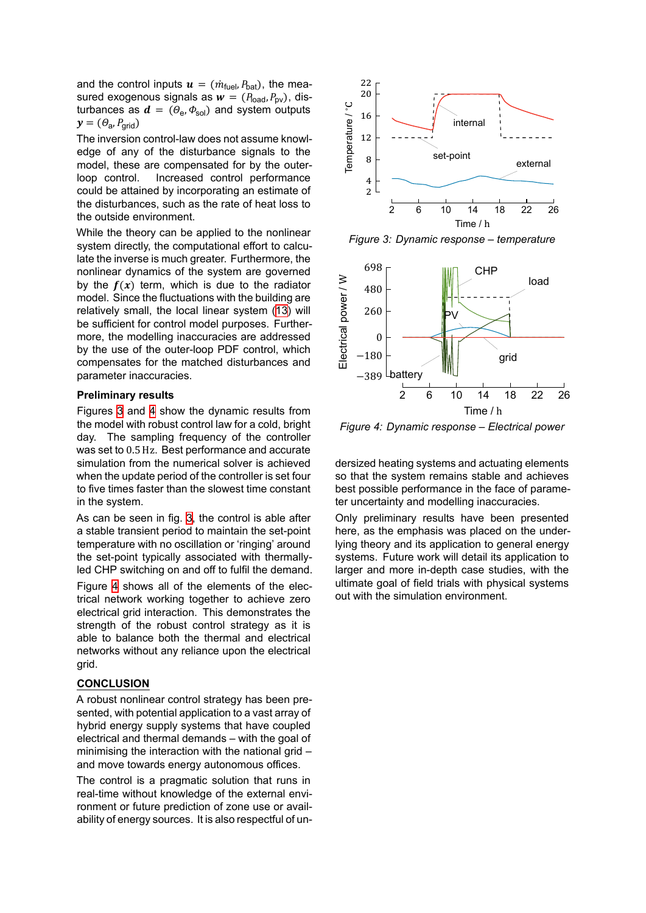and the control inputs $\boldsymbol{u} = (\dot{m}_{\text{fuel}}, P_{\text{bat}})$, the measured exogenous signals as $\boldsymbol{w} = (P_{\text{load}}, P_{\text{pv}})$, disturbances as $\boldsymbol{d} = (\Theta_{\text{e}}, \Phi_{\text{sol}})$ and system outputs $\boldsymbol{y} = (\Theta_{\text{a}}, P_{\text{grid}})$

The inversion control-law does not assume knowledge of any of the disturbance signals to the model, these are compensated for by the outer-loop control. Increased control performance could be attained by incorporating an estimate of the disturbances, such as the rate of heat loss to the outside environment.

While the theory can be applied to the nonlinear system directly, the computational effort to calculate the inverse is much greater. Furthermore, the nonlinear dynamics of the system are governed by the $\boldsymbol{f}(\boldsymbol{x})$ term, which is due to the radiator model. Since the fluctuations with the building are relatively small, the local linear system (13) will be sufficient for control model purposes. Furthermore, the modelling inaccuracies are addressed by the use of the outer-loop PDF control, which compensates for the matched disturbances and parameter inaccuracies.

## Preliminary results

Figures 3 and 4 show the dynamic results from the model with robust control law for a cold, bright day. The sampling frequency of the controller was set to 0.5 Hz. Best performance and accurate simulation from the numerical solver is achieved when the update period of the controller is set four to five times faster than the slowest time constant in the system.

As can be seen in fig. 3, the control is able after a stable transient period to maintain the set-point temperature with no oscillation or 'ringing' around the set-point typically associated with thermally-led CHP switching on and off to fulfil the demand.

Figure 4 shows all of the elements of the electrical network working together to achieve zero electrical grid interaction. This demonstrates the strength of the robust control strategy as it is able to balance both the thermal and electrical networks without any reliance upon the electrical grid.

## CONCLUSION

A robust nonlinear control strategy has been presented, with potential application to a vast array of hybrid energy supply systems that have coupled electrical and thermal demands – with the goal of minimising the interaction with the national grid – and move towards energy autonomous offices.

The control is a pragmatic solution that runs in real-time without knowledge of the external environment or future prediction of zone use or availability of energy sources. It is also respectful of undersized heating systems and actuating elements so that the system remains stable and achieves best possible performance in the face of parameter uncertainty and modelling inaccuracies.

Only preliminary results have been presented here, as the emphasis was placed on the underlying theory and its application to general energy systems. Future work will detail its application to larger and more in-depth case studies, with the ultimate goal of field trials with physical systems out with the simulation environment.

*Figure 3: Dynamic response – temperature*

*Figure 4: Dynamic response – Electrical power*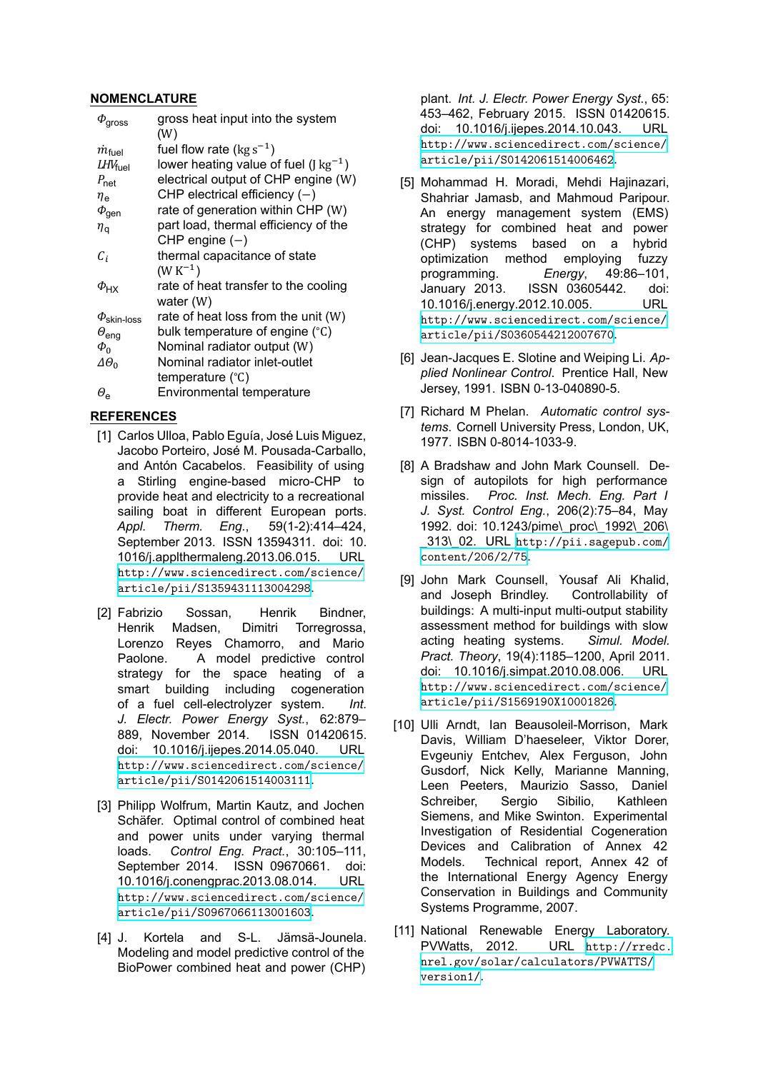## NOMENCLATURE

| | |
|---|---|
| $\Phi_{\text{gross}}$ | gross heat input into the system (W) |
| $\dot{m}_{\text{fuel}}$ | fuel flow rate $(\text{kg}\,\text{s}^{-1})$ |
| $LHV_{\text{fuel}}$ | lower heating value of fuel $(\text{J}\,\text{kg}^{-1})$ |
| $P_{\text{net}}$ | electrical output of CHP engine (W) |
| $\eta_{\text{e}}$ | CHP electrical efficiency $(-)$ |
| $\Phi_{\text{gen}}$ | rate of generation within CHP (W) |
| $\eta_{\text{q}}$ | part load, thermal efficiency of the CHP engine $(-)$ |
| $C_i$ | thermal capacitance of state $(\text{W}\,\text{K}^{-1})$ |
| $\Phi_{\text{HX}}$ | rate of heat transfer to the cooling water (W) |
| $\Phi_{\text{skin-loss}}$ | rate of heat loss from the unit (W) |
| $\theta_{\text{eng}}$ | bulk temperature of engine (℃) |
| $\Phi_0$ | Nominal radiator output (W) |
| $\Delta\Theta_0$ | Nominal radiator inlet-outlet temperature (℃) |
| $\Theta_{\text{e}}$ | Environmental temperature |

## REFERENCES

[1] Carlos Ulloa, Pablo Eguía, José Luis Miguez, Jacobo Porteiro, José M. Pousada-Carballo, and Antón Cacabelos. Feasibility of using a Stirling engine-based micro-CHP to provide heat and electricity to a recreational sailing boat in different European ports. *Appl. Therm. Eng.*, 59(1-2):414–424, September 2013. ISSN 13594311. doi: 10.1016/j.applthermaleng.2013.06.015. URL http://www.sciencedirect.com/science/article/pii/S1359431113004298.

[2] Fabrizio Sossan, Henrik Bindner, Henrik Madsen, Dimitri Torregrossa, Lorenzo Reyes Chamorro, and Mario Paolone. A model predictive control strategy for the space heating of a smart building including cogeneration of a fuel cell-electrolyzer system. *Int. J. Electr. Power Energy Syst.*, 62:879–889, November 2014. ISSN 01420615. doi: 10.1016/j.ijepes.2014.05.040. URL http://www.sciencedirect.com/science/article/pii/S0142061514003111.

[3] Philipp Wolfrum, Martin Kautz, and Jochen Schäfer. Optimal control of combined heat and power units under varying thermal loads. *Control Eng. Pract.*, 30:105–111, September 2014. ISSN 09670661. doi: 10.1016/j.conengprac.2013.08.014. URL http://www.sciencedirect.com/science/article/pii/S0967066113001603.

[4] J. Kortela and S-L. Jämsä-Jounela. Modeling and model predictive control of the BioPower combined heat and power (CHP) plant. *Int. J. Electr. Power Energy Syst.*, 65:453–462, February 2015. ISSN 01420615. doi: 10.1016/j.ijepes.2014.10.043. URL http://www.sciencedirect.com/science/article/pii/S0142061514006462.

[5] Mohammad H. Moradi, Mehdi Hajinazari, Shahriar Jamasb, and Mahmoud Paripour. An energy management system (EMS) strategy for combined heat and power (CHP) systems based on a hybrid optimization method employing fuzzy programming. *Energy*, 49:86–101, January 2013. ISSN 03605442. doi: 10.1016/j.energy.2012.10.005. URL http://www.sciencedirect.com/science/article/pii/S0360544212007670.

[6] Jean-Jacques E. Slotine and Weiping Li. *Applied Nonlinear Control*. Prentice Hall, New Jersey, 1991. ISBN 0-13-040890-5.

[7] Richard M Phelan. *Automatic control systems*. Cornell University Press, London, UK, 1977. ISBN 0-8014-1033-9.

[8] A Bradshaw and John Mark Counsell. Design of autopilots for high performance missiles. *Proc. Inst. Mech. Eng. Part I J. Syst. Control Eng.*, 206(2):75–84, May 1992. doi: 10.1243/pime\_proc\_1992\_206\_313\_02. URL http://pii.sagepub.com/content/206/2/75.

[9] John Mark Counsell, Yousaf Ali Khalid, and Joseph Brindley. Controllability of buildings: A multi-input multi-output stability assessment method for buildings with slow acting heating systems. *Simul. Model. Pract. Theory*, 19(4):1185–1200, April 2011. doi: 10.1016/j.simpat.2010.08.006. URL http://www.sciencedirect.com/science/article/pii/S1569190X10001826.

[10] Ulli Arndt, Ian Beausoleil-Morrison, Mark Davis, William D'haeseleer, Viktor Dorer, Evgeuniy Entchev, Alex Ferguson, John Gusdorf, Nick Kelly, Marianne Manning, Leen Peeters, Maurizio Sasso, Daniel Schreiber, Sergio Sibilio, Kathleen Siemens, and Mike Swinton. Experimental Investigation of Residential Cogeneration Devices and Calibration of Annex 42 Models. Technical report, Annex 42 of the International Energy Agency Energy Conservation in Buildings and Community Systems Programme, 2007.

[11] National Renewable Energy Laboratory. PVWatts, 2012. URL http://rredc.nrel.gov/solar/calculators/PVWATTS/version1/.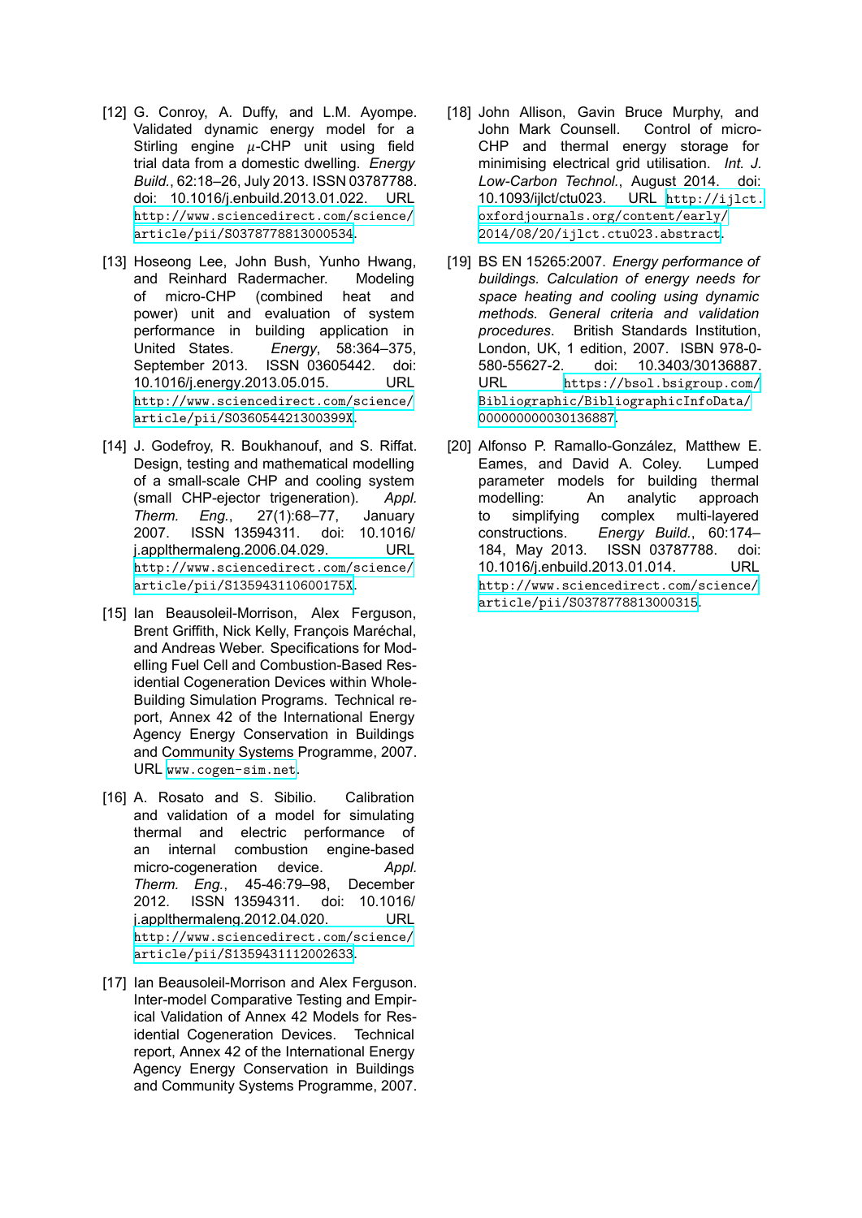[12] G. Conroy, A. Duffy, and L.M. Ayompe. Validated dynamic energy model for a Stirling engine $\mu$-CHP unit using field trial data from a domestic dwelling. *Energy Build.*, 62:18–26, July 2013. ISSN 03787788. doi: 10.1016/j.enbuild.2013.01.022. URL http://www.sciencedirect.com/science/article/pii/S0378778813000534.

[13] Hoseong Lee, John Bush, Yunho Hwang, and Reinhard Radermacher. Modeling of micro-CHP (combined heat and power) unit and evaluation of system performance in building application in United States. *Energy*, 58:364–375, September 2013. ISSN 03605442. doi: 10.1016/j.energy.2013.05.015. URL http://www.sciencedirect.com/science/article/pii/S036054421300399X.

[14] J. Godefroy, R. Boukhanouf, and S. Riffat. Design, testing and mathematical modelling of a small-scale CHP and cooling system (small CHP-ejector trigeneration). *Appl. Therm. Eng.*, 27(1):68–77, January 2007. ISSN 13594311. doi: 10.1016/j.applthermaleng.2006.04.029. URL http://www.sciencedirect.com/science/article/pii/S135943110600175X.

[15] Ian Beausoleil-Morrison, Alex Ferguson, Brent Griffith, Nick Kelly, François Maréchal, and Andreas Weber. Specifications for Modelling Fuel Cell and Combustion-Based Residential Cogeneration Devices within Whole-Building Simulation Programs. Technical report, Annex 42 of the International Energy Agency Energy Conservation in Buildings and Community Systems Programme, 2007. URL www.cogen-sim.net.

[16] A. Rosato and S. Sibilio. Calibration and validation of a model for simulating thermal and electric performance of an internal combustion engine-based micro-cogeneration device. *Appl. Therm. Eng.*, 45-46:79–98, December 2012. ISSN 13594311. doi: 10.1016/j.applthermaleng.2012.04.020. URL http://www.sciencedirect.com/science/article/pii/S1359431112002633.

[17] Ian Beausoleil-Morrison and Alex Ferguson. Inter-model Comparative Testing and Empirical Validation of Annex 42 Models for Residential Cogeneration Devices. Technical report, Annex 42 of the International Energy Agency Energy Conservation in Buildings and Community Systems Programme, 2007.

[18] John Allison, Gavin Bruce Murphy, and John Mark Counsell. Control of micro-CHP and thermal energy storage for minimising electrical grid utilisation. *Int. J. Low-Carbon Technol.*, August 2014. doi: 10.1093/ijlct/ctu023. URL http://ijlct.oxfordjournals.org/content/early/2014/08/20/ijlct.ctu023.abstract.

[19] BS EN 15265:2007. *Energy performance of buildings. Calculation of energy needs for space heating and cooling using dynamic methods. General criteria and validation procedures*. British Standards Institution, London, UK, 1 edition, 2007. ISBN 978-0-580-55627-2. doi: 10.3403/30136887. URL https://bsol.bsigroup.com/Bibliographic/BibliographicInfoData/000000000030136887.

[20] Alfonso P. Ramallo-González, Matthew E. Eames, and David A. Coley. Lumped parameter models for building thermal modelling: An analytic approach to simplifying complex multi-layered constructions. *Energy Build.*, 60:174–184, May 2013. ISSN 03787788. doi: 10.1016/j.enbuild.2013.01.014. URL http://www.sciencedirect.com/science/article/pii/S0378778813000315.